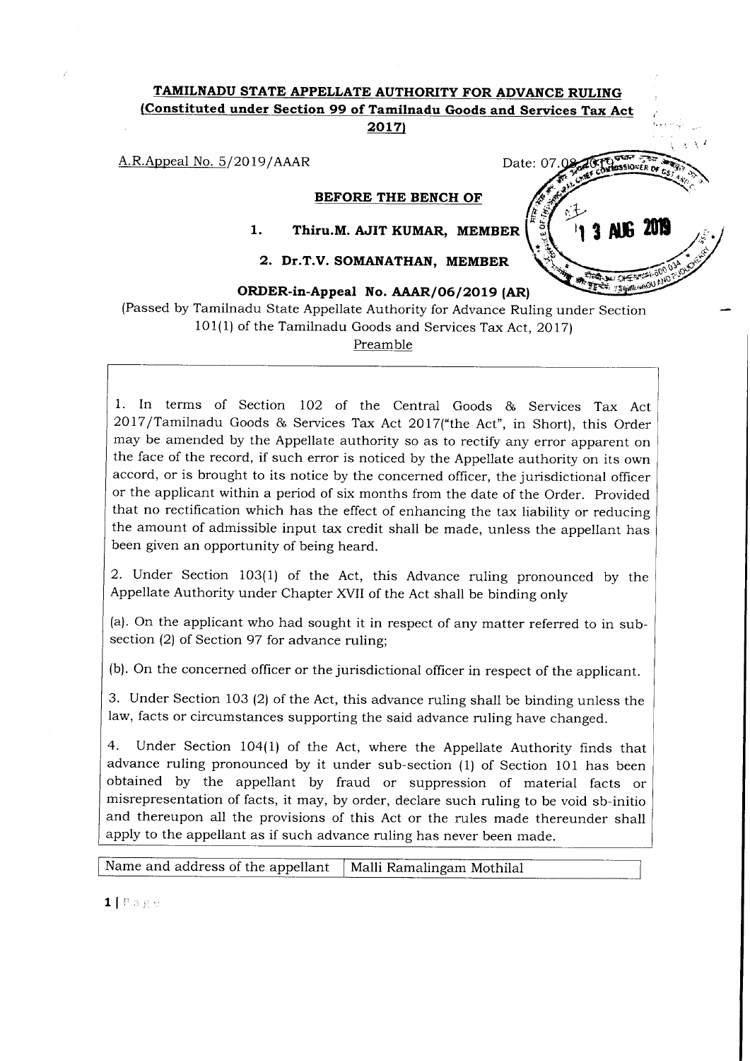# TAMILNADU STATE APPELLATE AUTHORITY FOR ADVANCE RULING (Constituted under Section 99 of Tamilnadu Goods and Services Tax Act 2017)

A.R.Appeal No. 5/2019/AAAR

Date: 07.08.2019

**BEFORE THE BENCH OF**

1. **Thiru.M. AJIT KUMAR, MEMBER**

2. **Dr.T.V. SOMANATHAN, MEMBER**

**ORDER-in-Appeal No. AAAR/06/2019 (AR)**

(Passed by Tamilnadu State Appellate Authority for Advance Ruling under Section 101(1) of the Tamilnadu Goods and Services Tax Act, 2017)

Preamble

1. In terms of Section 102 of the Central Goods & Services Tax Act 2017/Tamilnadu Goods & Services Tax Act 2017("the Act", in Short), this Order may be amended by the Appellate authority so as to rectify any error apparent on the face of the record, if such error is noticed by the Appellate authority on its own accord, or is brought to its notice by the concerned officer, the jurisdictional officer or the applicant within a period of six months from the date of the Order. Provided that no rectification which has the effect of enhancing the tax liability or reducing the amount of admissible input tax credit shall be made, unless the appellant has been given an opportunity of being heard.

2. Under Section 103(1) of the Act, this Advance ruling pronounced by the Appellate Authority under Chapter XVII of the Act shall be binding only

(a). On the applicant who had sought it in respect of any matter referred to in sub-section (2) of Section 97 for advance ruling;

(b). On the concerned officer or the jurisdictional officer in respect of the applicant.

3. Under Section 103 (2) of the Act, this advance ruling shall be binding unless the law, facts or circumstances supporting the said advance ruling have changed.

4. Under Section 104(1) of the Act, where the Appellate Authority finds that advance ruling pronounced by it under sub-section (1) of Section 101 has been obtained by the appellant by fraud or suppression of material facts or misrepresentation of facts, it may, by order, declare such ruling to be void sb-initio and thereupon all the provisions of this Act or the rules made thereunder shall apply to the appellant as if such advance ruling has never been made.

| Name and address of the appellant | Malli Ramalingam Mothilal |
|---|---|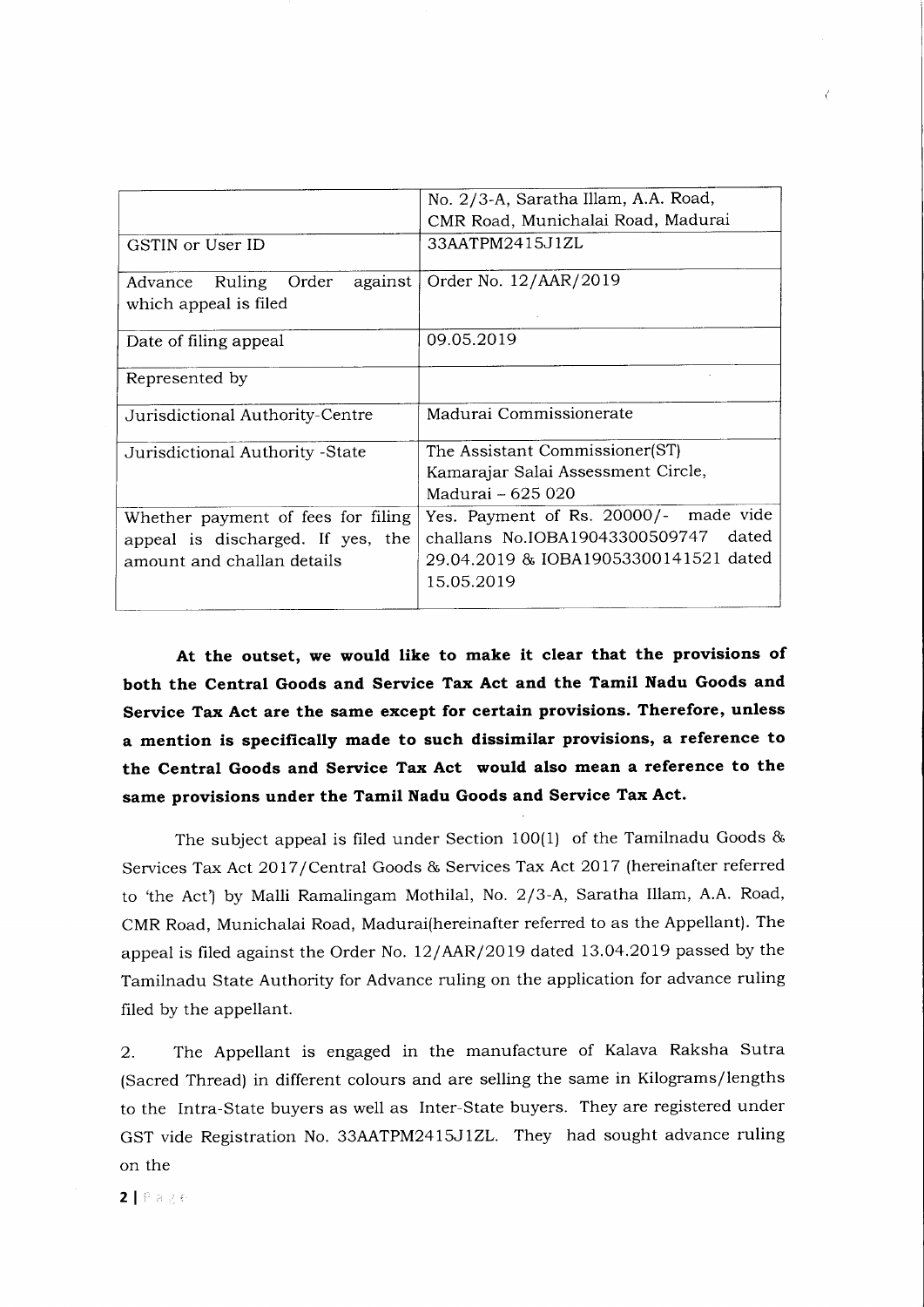| | |
|---|---|
| | No. 2/3-A, Saratha Illam, A.A. Road, CMR Road, Munichalai Road, Madurai |
| GSTIN or User ID | 33AATPM2415J1ZL |
| Advance Ruling Order against which appeal is filed | Order No. 12/AAR/2019 |
| Date of filing appeal | 09.05.2019 |
| Represented by | |
| Jurisdictional Authority-Centre | Madurai Commissionerate |
| Jurisdictional Authority -State | The Assistant Commissioner(ST) Kamarajar Salai Assessment Circle, Madurai – 625 020 |
| Whether payment of fees for filing appeal is discharged. If yes, the amount and challan details | Yes. Payment of Rs. 20000/- made vide challans No.IOBA19043300509747 dated 29.04.2019 & IOBA19053300141521 dated 15.05.2019 |

**At the outset, we would like to make it clear that the provisions of both the Central Goods and Service Tax Act and the Tamil Nadu Goods and Service Tax Act are the same except for certain provisions. Therefore, unless a mention is specifically made to such dissimilar provisions, a reference to the Central Goods and Service Tax Act would also mean a reference to the same provisions under the Tamil Nadu Goods and Service Tax Act.**

The subject appeal is filed under Section 100(1) of the Tamilnadu Goods & Services Tax Act 2017/Central Goods & Services Tax Act 2017 (hereinafter referred to 'the Act') by Malli Ramalingam Mothilal, No. 2/3-A, Saratha Illam, A.A. Road, CMR Road, Munichalai Road, Madurai(hereinafter referred to as the Appellant). The appeal is filed against the Order No. 12/AAR/2019 dated 13.04.2019 passed by the Tamilnadu State Authority for Advance ruling on the application for advance ruling filed by the appellant.

2. The Appellant is engaged in the manufacture of Kalava Raksha Sutra (Sacred Thread) in different colours and are selling the same in Kilograms/lengths to the Intra-State buyers as well as Inter-State buyers. They are registered under GST vide Registration No. 33AATPM2415J1ZL. They had sought advance ruling on the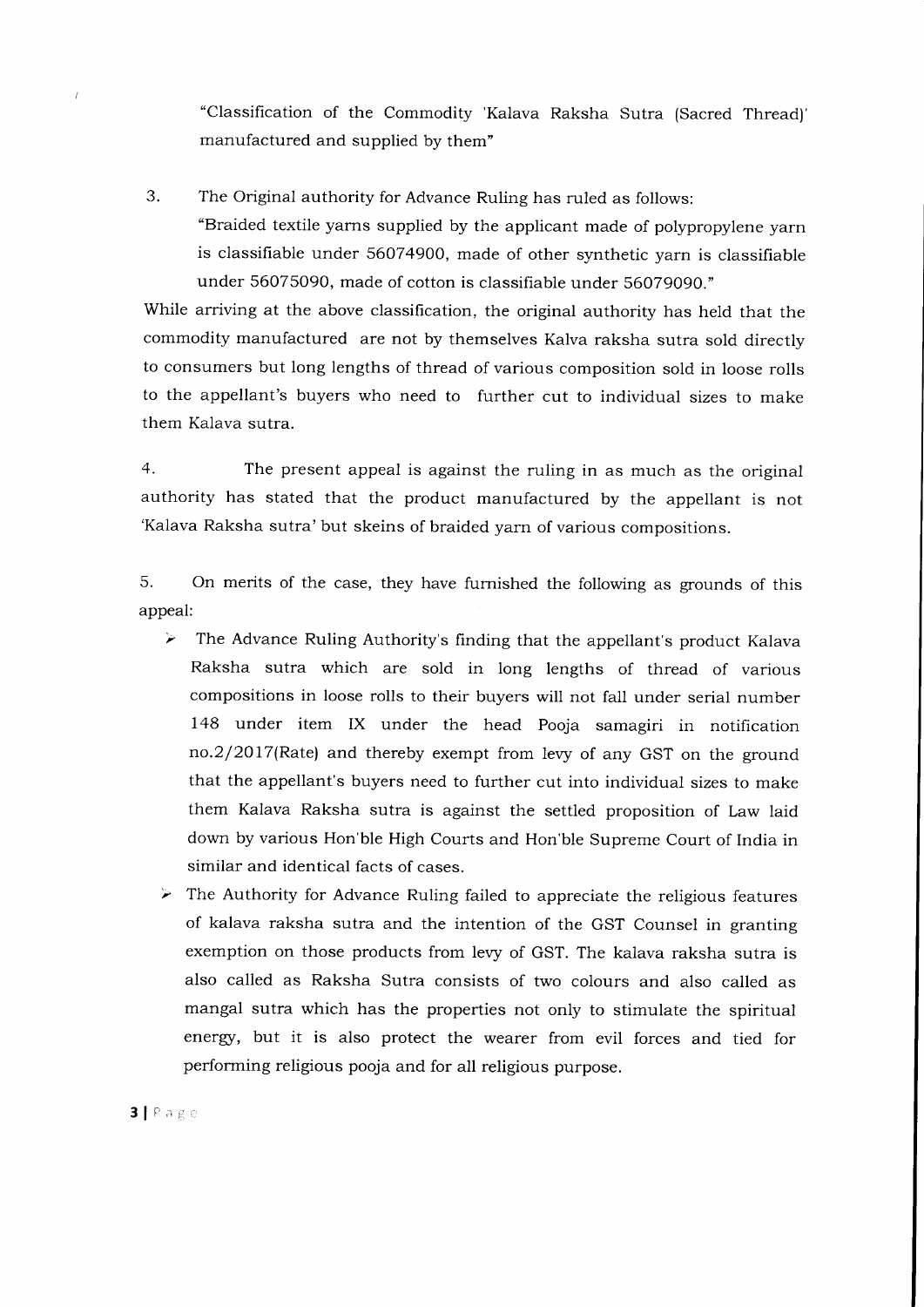"Classification of the Commodity 'Kalava Raksha Sutra (Sacred Thread)' manufactured and supplied by them"

3. The Original authority for Advance Ruling has ruled as follows:

"Braided textile yarns supplied by the applicant made of polypropylene yarn is classifiable under 56074900, made of other synthetic yarn is classifiable under 56075090, made of cotton is classifiable under 56079090."

While arriving at the above classification, the original authority has held that the commodity manufactured are not by themselves Kalva raksha sutra sold directly to consumers but long lengths of thread of various composition sold in loose rolls to the appellant's buyers who need to further cut to individual sizes to make them Kalava sutra.

4. The present appeal is against the ruling in as much as the original authority has stated that the product manufactured by the appellant is not 'Kalava Raksha sutra' but skeins of braided yarn of various compositions.

5. On merits of the case, they have furnished the following as grounds of this appeal:

- The Advance Ruling Authority's finding that the appellant's product Kalava Raksha sutra which are sold in long lengths of thread of various compositions in loose rolls to their buyers will not fall under serial number 148 under item IX under the head Pooja samagiri in notification no.2/2017(Rate) and thereby exempt from levy of any GST on the ground that the appellant's buyers need to further cut into individual sizes to make them Kalava Raksha sutra is against the settled proposition of Law laid down by various Hon'ble High Courts and Hon'ble Supreme Court of India in similar and identical facts of cases.
- The Authority for Advance Ruling failed to appreciate the religious features of kalava raksha sutra and the intention of the GST Counsel in granting exemption on those products from levy of GST. The kalava raksha sutra is also called as Raksha Sutra consists of two colours and also called as mangal sutra which has the properties not only to stimulate the spiritual energy, but it is also protect the wearer from evil forces and tied for performing religious pooja and for all religious purpose.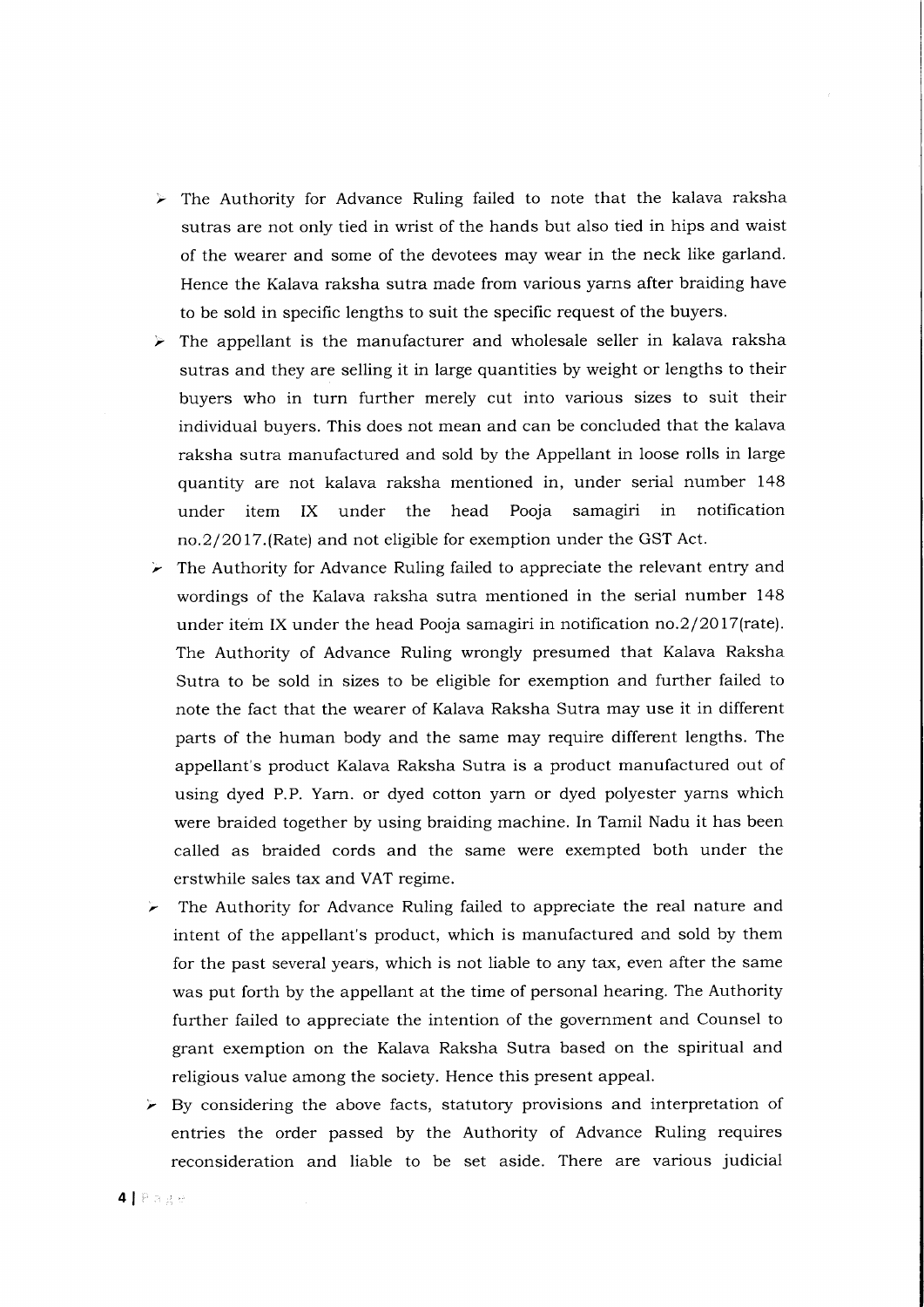- The Authority for Advance Ruling failed to note that the kalava raksha sutras are not only tied in wrist of the hands but also tied in hips and waist of the wearer and some of the devotees may wear in the neck like garland. Hence the Kalava raksha sutra made from various yarns after braiding have to be sold in specific lengths to suit the specific request of the buyers.
- The appellant is the manufacturer and wholesale seller in kalava raksha sutras and they are selling it in large quantities by weight or lengths to their buyers who in turn further merely cut into various sizes to suit their individual buyers. This does not mean and can be concluded that the kalava raksha sutra manufactured and sold by the Appellant in loose rolls in large quantity are not kalava raksha mentioned in, under serial number 148 under item IX under the head Pooja samagiri in notification no.2/2017.(Rate) and not eligible for exemption under the GST Act.
- The Authority for Advance Ruling failed to appreciate the relevant entry and wordings of the Kalava raksha sutra mentioned in the serial number 148 under item IX under the head Pooja samagiri in notification no.2/2017(rate). The Authority of Advance Ruling wrongly presumed that Kalava Raksha Sutra to be sold in sizes to be eligible for exemption and further failed to note the fact that the wearer of Kalava Raksha Sutra may use it in different parts of the human body and the same may require different lengths. The appellant's product Kalava Raksha Sutra is a product manufactured out of using dyed P.P. Yarn. or dyed cotton yarn or dyed polyester yarns which were braided together by using braiding machine. In Tamil Nadu it has been called as braided cords and the same were exempted both under the erstwhile sales tax and VAT regime.
- The Authority for Advance Ruling failed to appreciate the real nature and intent of the appellant's product, which is manufactured and sold by them for the past several years, which is not liable to any tax, even after the same was put forth by the appellant at the time of personal hearing. The Authority further failed to appreciate the intention of the government and Counsel to grant exemption on the Kalava Raksha Sutra based on the spiritual and religious value among the society. Hence this present appeal.
- By considering the above facts, statutory provisions and interpretation of entries the order passed by the Authority of Advance Ruling requires reconsideration and liable to be set aside. There are various judicial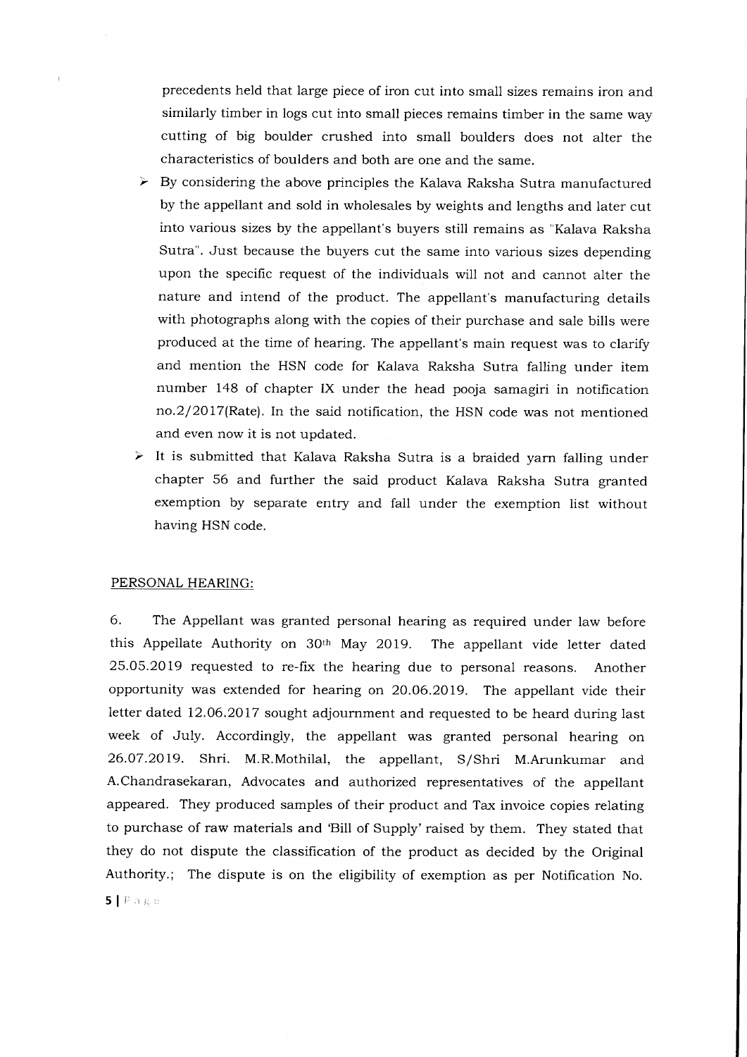precedents held that large piece of iron cut into small sizes remains iron and similarly timber in logs cut into small pieces remains timber in the same way cutting of big boulder crushed into small boulders does not alter the characteristics of boulders and both are one and the same.

- By considering the above principles the Kalava Raksha Sutra manufactured by the appellant and sold in wholesales by weights and lengths and later cut into various sizes by the appellant's buyers still remains as "Kalava Raksha Sutra". Just because the buyers cut the same into various sizes depending upon the specific request of the individuals will not and cannot alter the nature and intend of the product. The appellant's manufacturing details with photographs along with the copies of their purchase and sale bills were produced at the time of hearing. The appellant's main request was to clarify and mention the HSN code for Kalava Raksha Sutra falling under item number 148 of chapter IX under the head pooja samagiri in notification no.2/2017(Rate). In the said notification, the HSN code was not mentioned and even now it is not updated.
- It is submitted that Kalava Raksha Sutra is a braided yarn falling under chapter 56 and further the said product Kalava Raksha Sutra granted exemption by separate entry and fall under the exemption list without having HSN code.

## PERSONAL HEARING:

6. The Appellant was granted personal hearing as required under law before this Appellate Authority on 30th May 2019. The appellant vide letter dated 25.05.2019 requested to re-fix the hearing due to personal reasons. Another opportunity was extended for hearing on 20.06.2019. The appellant vide their letter dated 12.06.2017 sought adjournment and requested to be heard during last week of July. Accordingly, the appellant was granted personal hearing on 26.07.2019. Shri. M.R.Mothilal, the appellant, S/Shri M.Arunkumar and A.Chandrasekaran, Advocates and authorized representatives of the appellant appeared. They produced samples of their product and Tax invoice copies relating to purchase of raw materials and 'Bill of Supply' raised by them. They stated that they do not dispute the classification of the product as decided by the Original Authority.; The dispute is on the eligibility of exemption as per Notification No.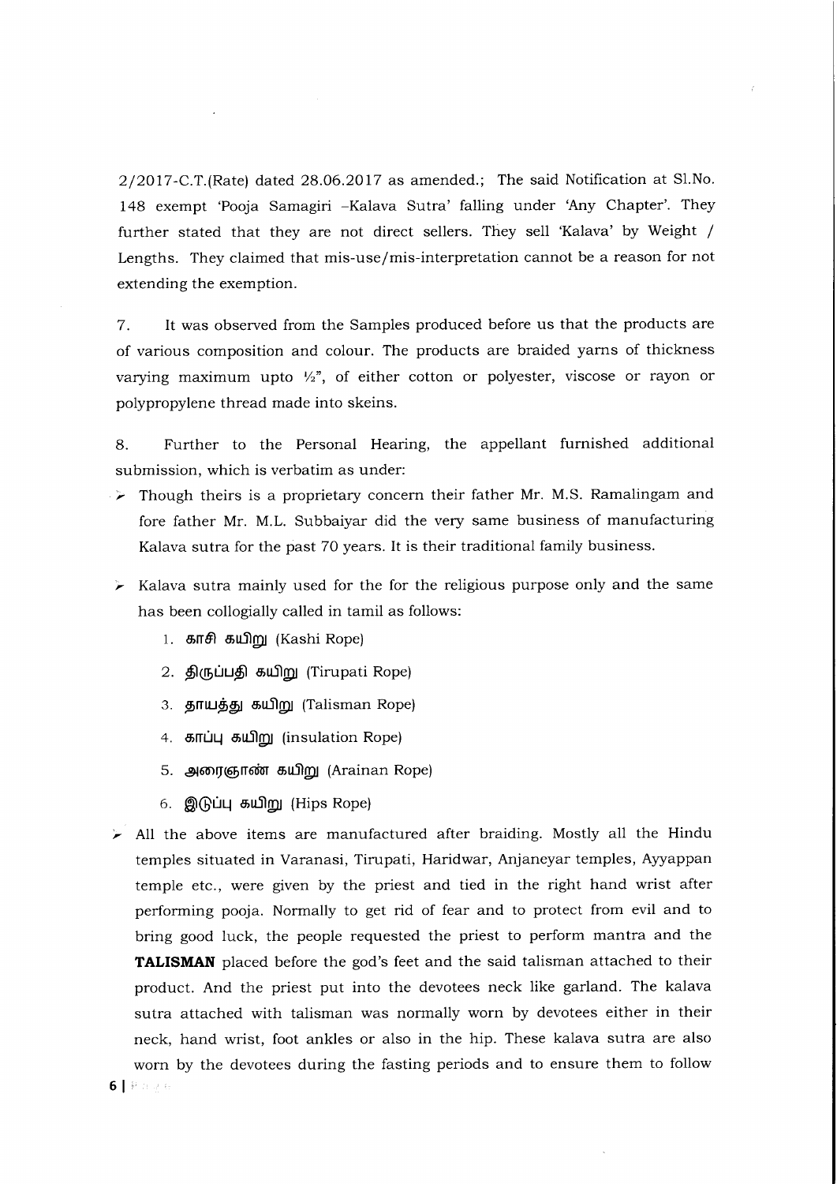2/2017-C.T.(Rate) dated 28.06.2017 as amended.; The said Notification at Sl.No. 148 exempt 'Pooja Samagiri –Kalava Sutra' falling under 'Any Chapter'. They further stated that they are not direct sellers. They sell 'Kalava' by Weight / Lengths. They claimed that mis-use/mis-interpretation cannot be a reason for not extending the exemption.

7. It was observed from the Samples produced before us that the products are of various composition and colour. The products are braided yarns of thickness varying maximum upto ½", of either cotton or polyester, viscose or rayon or polypropylene thread made into skeins.

8. Further to the Personal Hearing, the appellant furnished additional submission, which is verbatim as under:

- Though theirs is a proprietary concern their father Mr. M.S. Ramalingam and fore father Mr. M.L. Subbaiyar did the very same business of manufacturing Kalava sutra for the past 70 years. It is their traditional family business.
- Kalava sutra mainly used for the for the religious purpose only and the same has been collogially called in tamil as follows:
    1. காசி கயிறு (Kashi Rope)
    2. திருப்பதி கயிறு (Tirupati Rope)
    3. தாயத்து கயிறு (Talisman Rope)
    4. காப்பு கயிறு (insulation Rope)
    5. அரைஞாண் கயிறு (Arainan Rope)
    6. இடுப்பு கயிறு (Hips Rope)
- All the above items are manufactured after braiding. Mostly all the Hindu temples situated in Varanasi, Tirupati, Haridwar, Anjaneyar temples, Ayyappan temple etc., were given by the priest and tied in the right hand wrist after performing pooja. Normally to get rid of fear and to protect from evil and to bring good luck, the people requested the priest to perform mantra and the **TALISMAN** placed before the god's feet and the said talisman attached to their product. And the priest put into the devotees neck like garland. The kalava sutra attached with talisman was normally worn by devotees either in their neck, hand wrist, foot ankles or also in the hip. These kalava sutra are also worn by the devotees during the fasting periods and to ensure them to follow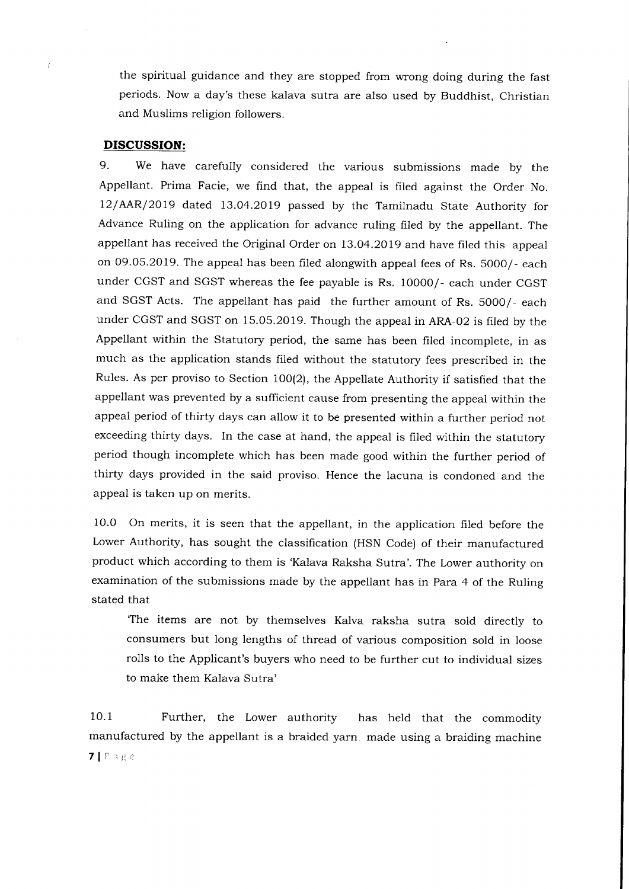the spiritual guidance and they are stopped from wrong doing during the fast periods. Now a day's these kalava sutra are also used by Buddhist, Christian and Muslims religion followers.

**DISCUSSION:**

9. We have carefully considered the various submissions made by the Appellant. Prima Facie, we find that, the appeal is filed against the Order No. 12/AAR/2019 dated 13.04.2019 passed by the Tamilnadu State Authority for Advance Ruling on the application for advance ruling filed by the appellant. The appellant has received the Original Order on 13.04.2019 and have filed this appeal on 09.05.2019. The appeal has been filed alongwith appeal fees of Rs. 5000/- each under CGST and SGST whereas the fee payable is Rs. 10000/- each under CGST and SGST Acts. The appellant has paid the further amount of Rs. 5000/- each under CGST and SGST on 15.05.2019. Though the appeal in ARA-02 is filed by the Appellant within the Statutory period, the same has been filed incomplete, in as much as the application stands filed without the statutory fees prescribed in the Rules. As per proviso to Section 100(2), the Appellate Authority if satisfied that the appellant was prevented by a sufficient cause from presenting the appeal within the appeal period of thirty days can allow it to be presented within a further period not exceeding thirty days. In the case at hand, the appeal is filed within the statutory period though incomplete which has been made good within the further period of thirty days provided in the said proviso. Hence the lacuna is condoned and the appeal is taken up on merits.

10.0 On merits, it is seen that the appellant, in the application filed before the Lower Authority, has sought the classification (HSN Code) of their manufactured product which according to them is 'Kalava Raksha Sutra'. The Lower authority on examination of the submissions made by the appellant has in Para 4 of the Ruling stated that

> 'The items are not by themselves Kalva raksha sutra sold directly to consumers but long lengths of thread of various composition sold in loose rolls to the Applicant's buyers who need to be further cut to individual sizes to make them Kalava Sutra'

10.1 Further, the Lower authority has held that the commodity manufactured by the appellant is a braided yarn made using a braiding machine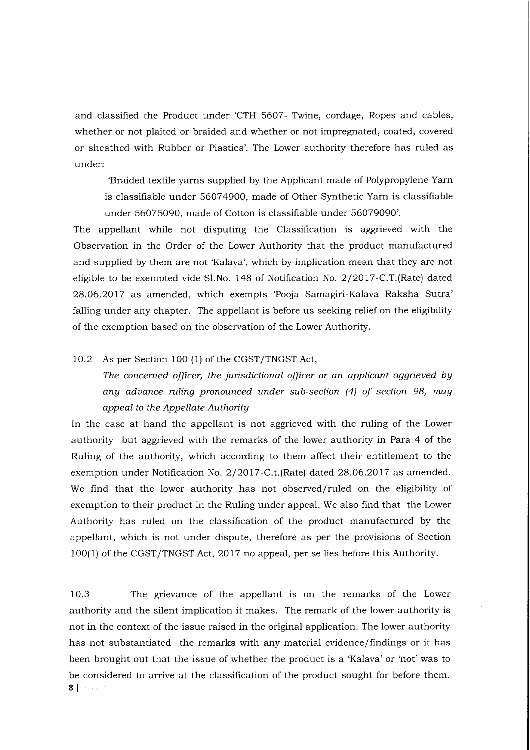and classified the Product under 'CTH 5607- Twine, cordage, Ropes and cables, whether or not plaited or braided and whether or not impregnated, coated, covered or sheathed with Rubber or Plastics'. The Lower authority therefore has ruled as under:

> 'Braided textile yarns supplied by the Applicant made of Polypropylene Yarn is classifiable under 56074900, made of Other Synthetic Yarn is classifiable under 56075090, made of Cotton is classifiable under 56079090'.

The appellant while not disputing the Classification is aggrieved with the Observation in the Order of the Lower Authority that the product manufactured and supplied by them are not 'Kalava', which by implication mean that they are not eligible to be exempted vide Sl.No. 148 of Notification No. 2/2017-C.T.(Rate) dated 28.06.2017 as amended, which exempts 'Pooja Samagiri-Kalava Raksha Sutra' falling under any chapter. The appellant is before us seeking relief on the eligibility of the exemption based on the observation of the Lower Authority.

10.2 As per Section 100 (1) of the CGST/TNGST Act,

> *The concerned officer, the jurisdictional officer or an applicant aggrieved by any advance ruling pronounced under sub-section (4) of section 98, may appeal to the Appellate Authority*

In the case at hand the appellant is not aggrieved with the ruling of the Lower authority but aggrieved with the remarks of the lower authority in Para 4 of the Ruling of the authority, which according to them affect their entitlement to the exemption under Notification No. 2/2017-C.t.(Rate) dated 28.06.2017 as amended. We find that the lower authority has not observed/ruled on the eligibility of exemption to their product in the Ruling under appeal. We also find that the Lower Authority has ruled on the classification of the product manufactured by the appellant, which is not under dispute, therefore as per the provisions of Section 100(1) of the CGST/TNGST Act, 2017 no appeal, per se lies before this Authority.

10.3 The grievance of the appellant is on the remarks of the Lower authority and the silent implication it makes. The remark of the lower authority is not in the context of the issue raised in the original application. The lower authority has not substantiated the remarks with any material evidence/findings or it has been brought out that the issue of whether the product is a 'Kalava' or 'not' was to be considered to arrive at the classification of the product sought for before them.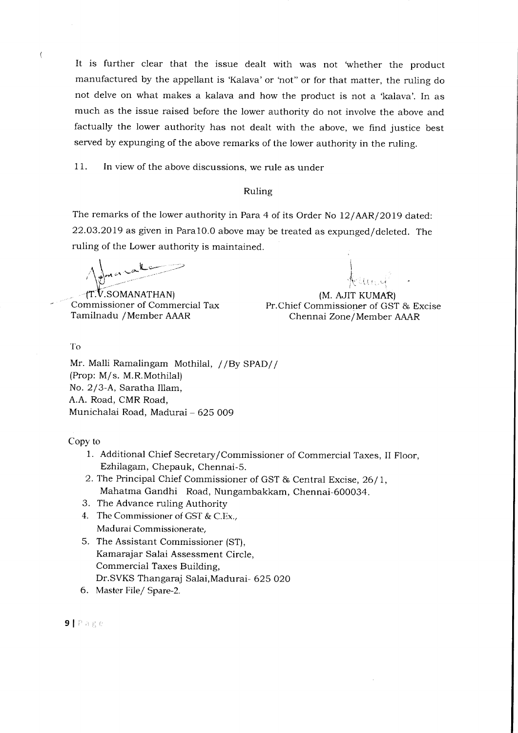It is further clear that the issue dealt with was not 'whether the product manufactured by the appellant is 'Kalava' or 'not" or for that matter, the ruling do not delve on what makes a kalava and how the product is not a 'kalava'. In as much as the issue raised before the lower authority do not involve the above and factually the lower authority has not dealt with the above, we find justice best served by expunging of the above remarks of the lower authority in the ruling.

11. In view of the above discussions, we rule as under

## Ruling

The remarks of the lower authority in Para 4 of its Order No 12/AAR/2019 dated: 22.03.2019 as given in Para10.0 above may be treated as expunged/deleted. The ruling of the Lower authority is maintained.

(T.V.SOMANATHAN)
Commissioner of Commercial Tax
Tamilnadu /Member AAAR

(M. AJIT KUMAR)
Pr.Chief Commissioner of GST & Excise
Chennai Zone/Member AAAR

To

Mr. Malli Ramalingam Mothilal, //By SPAD//
(Prop: M/s. M.R.Mothilal)
No. 2/3-A, Saratha Illam,
A.A. Road, CMR Road,
Munichalai Road, Madurai – 625 009

Copy to

1. Additional Chief Secretary/Commissioner of Commercial Taxes, II Floor, Ezhilagam, Chepauk, Chennai-5.
2. The Principal Chief Commissioner of GST & Central Excise, 26/1, Mahatma Gandhi Road, Nungambakkam, Chennai-600034.
3. The Advance ruling Authority
4. The Commissioner of GST & C.Ex., Madurai Commissionerate,
5. The Assistant Commissioner (ST), Kamarajar Salai Assessment Circle, Commercial Taxes Building, Dr.SVKS Thangaraj Salai,Madurai- 625 020
6. Master File/ Spare-2.